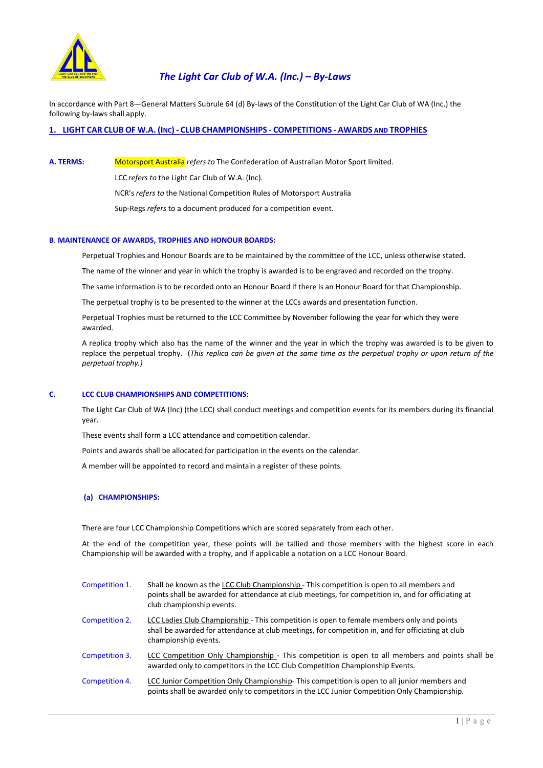# *The Light Car Club of W.A. (Inc.) – By-Laws*

In accordance with Part 8—General Matters Subrule 64 (d) By-laws of the Constitution of the Light Car Club of WA (Inc.) the following by-laws shall apply.

## 1. LIGHT CAR CLUB OF W.A. (INC) - CLUB CHAMPIONSHIPS - COMPETITIONS - AWARDS AND TROPHIES

### A. TERMS:

Motorsport Australia *refers to* The Confederation of Australian Motor Sport limited.

LCC *refers to* the Light Car Club of W.A. (Inc).

NCR's *refers to* the National Competition Rules of Motorsport Australia

Sup-Regs *refers* to a document produced for a competition event.

### B. MAINTENANCE OF AWARDS, TROPHIES AND HONOUR BOARDS:

Perpetual Trophies and Honour Boards are to be maintained by the committee of the LCC, unless otherwise stated.

The name of the winner and year in which the trophy is awarded is to be engraved and recorded on the trophy.

The same information is to be recorded onto an Honour Board if there is an Honour Board for that Championship.

The perpetual trophy is to be presented to the winner at the LCCs awards and presentation function.

Perpetual Trophies must be returned to the LCC Committee by November following the year for which they were awarded.

A replica trophy which also has the name of the winner and the year in which the trophy was awarded is to be given to replace the perpetual trophy. (*This replica can be given at the same time as the perpetual trophy or upon return of the perpetual trophy.)*

### C. LCC CLUB CHAMPIONSHIPS AND COMPETITIONS:

The Light Car Club of WA (Inc) (the LCC) shall conduct meetings and competition events for its members during its financial year.

These events shall form a LCC attendance and competition calendar.

Points and awards shall be allocated for participation in the events on the calendar.

A member will be appointed to record and maintain a register of these points.

#### (a) CHAMPIONSHIPS:

There are four LCC Championship Competitions which are scored separately from each other.

At the end of the competition year, these points will be tallied and those members with the highest score in each Championship will be awarded with a trophy, and if applicable a notation on a LCC Honour Board.

Competition 1. Shall be known as the LCC Club Championship - This competition is open to all members and points shall be awarded for attendance at club meetings, for competition in, and for officiating at club championship events.

Competition 2. LCC Ladies Club Championship - This competition is open to female members only and points shall be awarded for attendance at club meetings, for competition in, and for officiating at club championship events.

Competition 3. LCC Competition Only Championship - This competition is open to all members and points shall be awarded only to competitors in the LCC Club Competition Championship Events.

Competition 4. LCC Junior Competition Only Championship- This competition is open to all junior members and points shall be awarded only to competitors in the LCC Junior Competition Only Championship.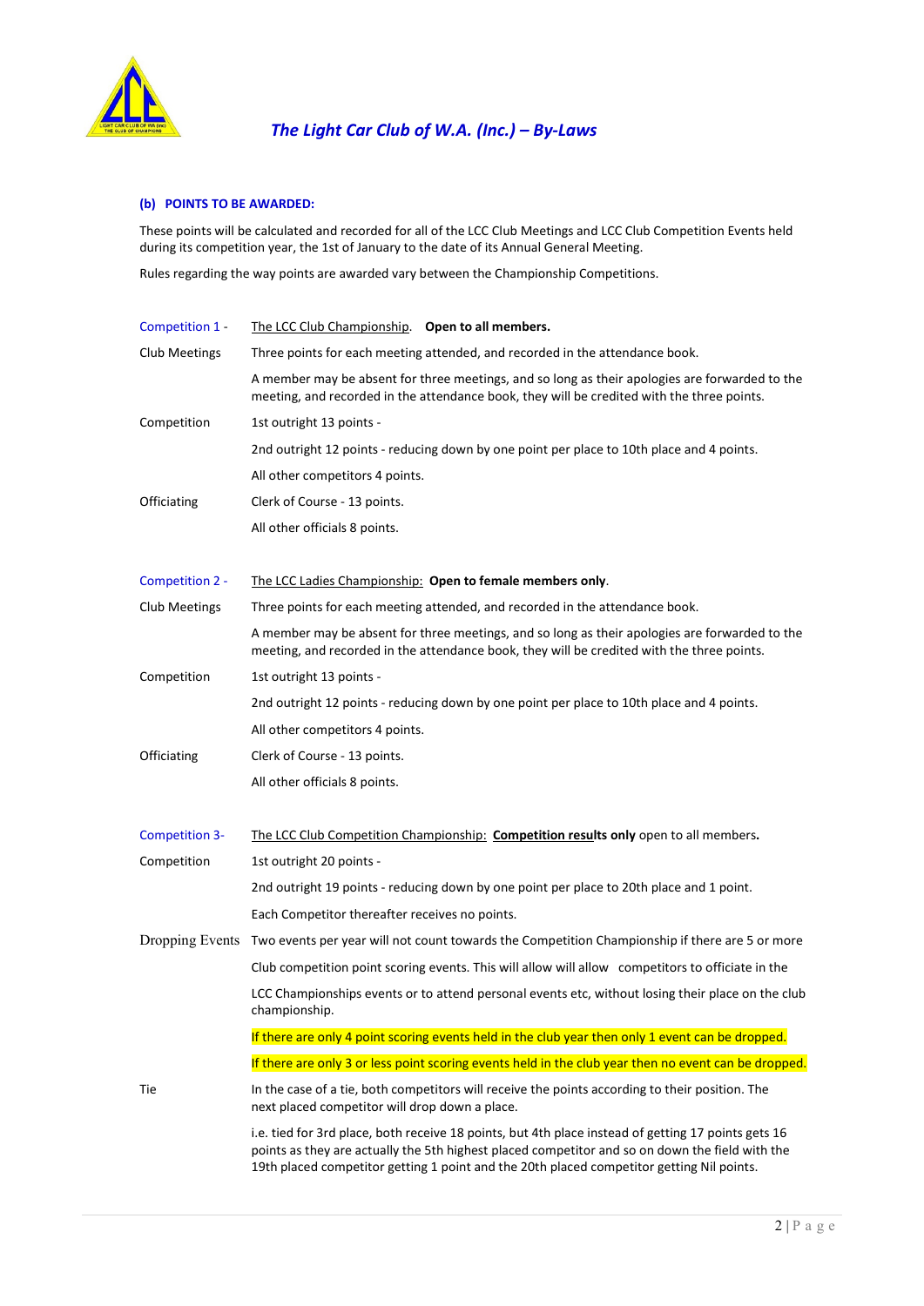**(b) POINTS TO BE AWARDED:**

These points will be calculated and recorded for all of the LCC Club Meetings and LCC Club Competition Events held during its competition year, the 1st of January to the date of its Annual General Meeting.

Rules regarding the way points are awarded vary between the Championship Competitions.

| | |
|---|---|
| Competition 1 - | The LCC Club Championship. **Open to all members.** |
| Club Meetings | Three points for each meeting attended, and recorded in the attendance book. |
| | A member may be absent for three meetings, and so long as their apologies are forwarded to the meeting, and recorded in the attendance book, they will be credited with the three points. |
| Competition | 1st outright 13 points - |
| | 2nd outright 12 points - reducing down by one point per place to 10th place and 4 points. |
| | All other competitors 4 points. |
| Officiating | Clerk of Course - 13 points. |
| | All other officials 8 points. |

| | |
|---|---|
| Competition 2 - | The LCC Ladies Championship: **Open to female members only**. |
| Club Meetings | Three points for each meeting attended, and recorded in the attendance book. |
| | A member may be absent for three meetings, and so long as their apologies are forwarded to the meeting, and recorded in the attendance book, they will be credited with the three points. |
| Competition | 1st outright 13 points - |
| | 2nd outright 12 points - reducing down by one point per place to 10th place and 4 points. |
| | All other competitors 4 points. |
| Officiating | Clerk of Course - 13 points. |
| | All other officials 8 points. |

| | |
|---|---|
| Competition 3- | The LCC Club Competition Championship: **Competition results only** open to all members**.** |
| Competition | 1st outright 20 points - |
| | 2nd outright 19 points - reducing down by one point per place to 20th place and 1 point. |
| | Each Competitor thereafter receives no points. |
| Dropping Events | Two events per year will not count towards the Competition Championship if there are 5 or more Club competition point scoring events. This will allow will allow competitors to officiate in the LCC Championships events or to attend personal events etc, without losing their place on the club championship. |
| | If there are only 4 point scoring events held in the club year then only 1 event can be dropped. |
| | If there are only 3 or less point scoring events held in the club year then no event can be dropped. |
| Tie | In the case of a tie, both competitors will receive the points according to their position. The next placed competitor will drop down a place. |
| | i.e. tied for 3rd place, both receive 18 points, but 4th place instead of getting 17 points gets 16 points as they are actually the 5th highest placed competitor and so on down the field with the 19th placed competitor getting 1 point and the 20th placed competitor getting Nil points. |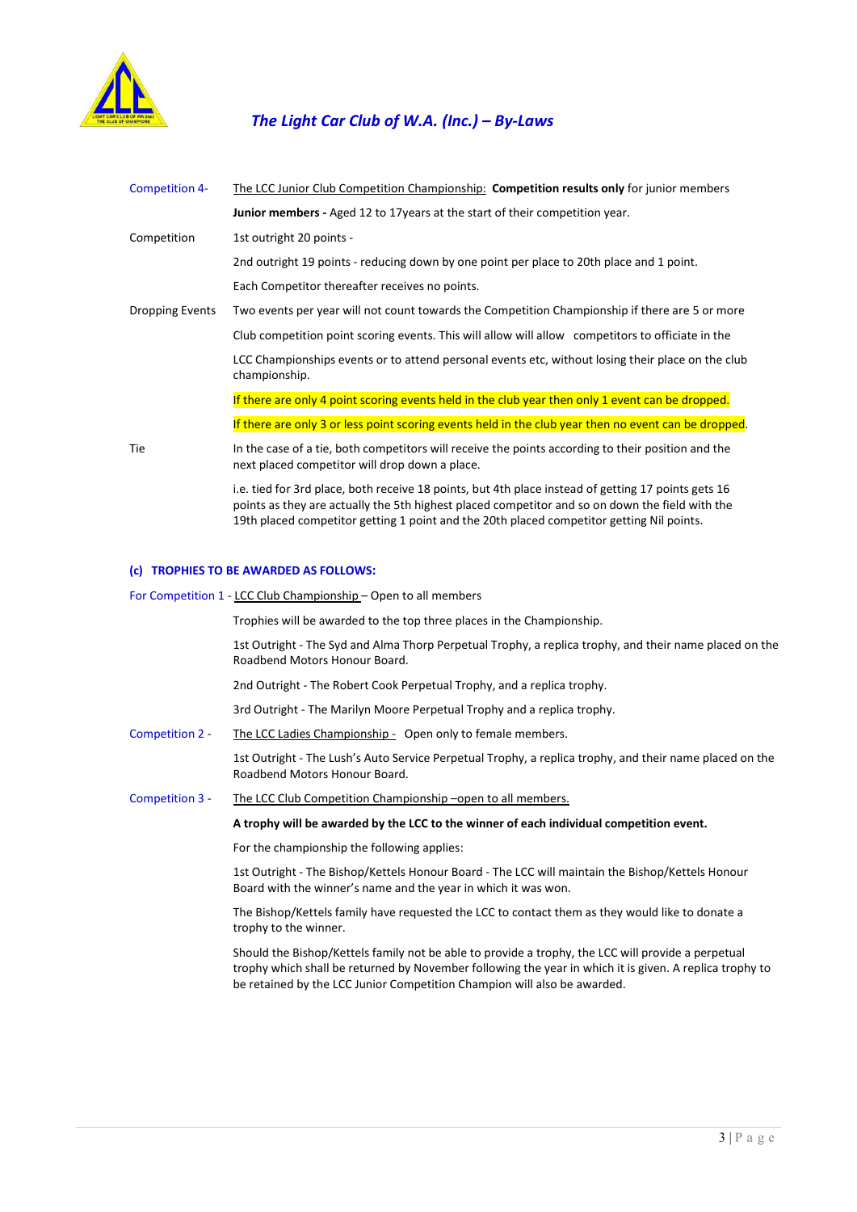Competition 4- The LCC Junior Club Competition Championship: **Competition results only** for junior members

**Junior members -** Aged 12 to 17years at the start of their competition year.

Competition 1st outright 20 points -

2nd outright 19 points - reducing down by one point per place to 20th place and 1 point.

Each Competitor thereafter receives no points.

Dropping Events Two events per year will not count towards the Competition Championship if there are 5 or more Club competition point scoring events. This will allow will allow competitors to officiate in the LCC Championships events or to attend personal events etc, without losing their place on the club championship.

If there are only 4 point scoring events held in the club year then only 1 event can be dropped.

If there are only 3 or less point scoring events held in the club year then no event can be dropped.

Tie In the case of a tie, both competitors will receive the points according to their position and the next placed competitor will drop down a place.

i.e. tied for 3rd place, both receive 18 points, but 4th place instead of getting 17 points gets 16 points as they are actually the 5th highest placed competitor and so on down the field with the 19th placed competitor getting 1 point and the 20th placed competitor getting Nil points.

### (c) TROPHIES TO BE AWARDED AS FOLLOWS:

For Competition 1 - LCC Club Championship – Open to all members

Trophies will be awarded to the top three places in the Championship.

1st Outright - The Syd and Alma Thorp Perpetual Trophy, a replica trophy, and their name placed on the Roadbend Motors Honour Board.

2nd Outright - The Robert Cook Perpetual Trophy, and a replica trophy.

3rd Outright - The Marilyn Moore Perpetual Trophy and a replica trophy.

Competition 2 - The LCC Ladies Championship - Open only to female members.

1st Outright - The Lush's Auto Service Perpetual Trophy, a replica trophy, and their name placed on the Roadbend Motors Honour Board.

Competition 3 - The LCC Club Competition Championship –open to all members.

**A trophy will be awarded by the LCC to the winner of each individual competition event.**

For the championship the following applies:

1st Outright - The Bishop/Kettels Honour Board - The LCC will maintain the Bishop/Kettels Honour Board with the winner's name and the year in which it was won.

The Bishop/Kettels family have requested the LCC to contact them as they would like to donate a trophy to the winner.

Should the Bishop/Kettels family not be able to provide a trophy, the LCC will provide a perpetual trophy which shall be returned by November following the year in which it is given. A replica trophy to be retained by the LCC Junior Competition Champion will also be awarded.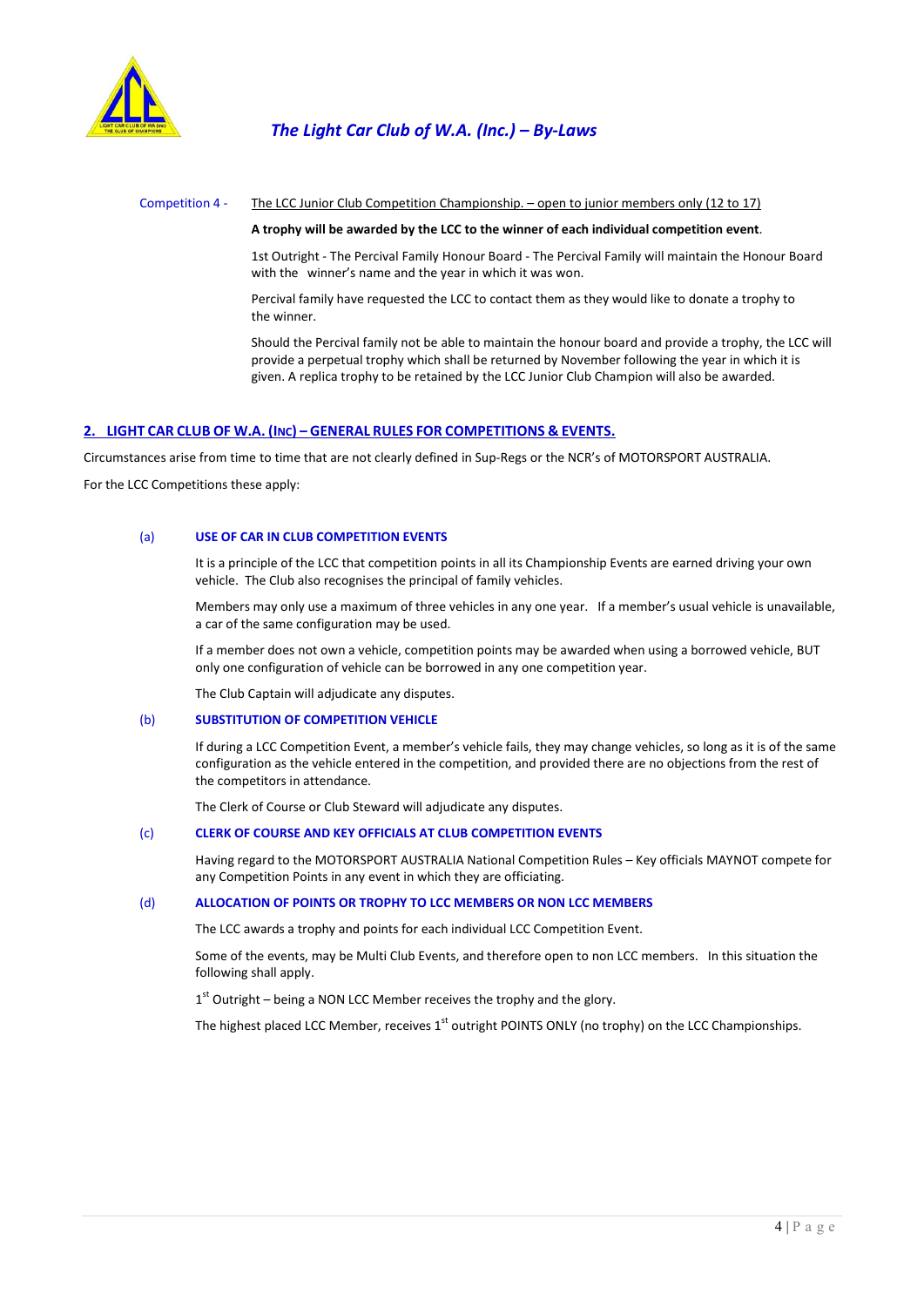Competition 4 - The LCC Junior Club Competition Championship. – open to junior members only (12 to 17)

**A trophy will be awarded by the LCC to the winner of each individual competition event.**

1st Outright - The Percival Family Honour Board - The Percival Family will maintain the Honour Board with the winner's name and the year in which it was won.

Percival family have requested the LCC to contact them as they would like to donate a trophy to the winner.

Should the Percival family not be able to maintain the honour board and provide a trophy, the LCC will provide a perpetual trophy which shall be returned by November following the year in which it is given. A replica trophy to be retained by the LCC Junior Club Champion will also be awarded.

## 2. LIGHT CAR CLUB OF W.A. (INC) – GENERAL RULES FOR COMPETITIONS & EVENTS.

Circumstances arise from time to time that are not clearly defined in Sup-Regs or the NCR's of MOTORSPORT AUSTRALIA.

For the LCC Competitions these apply:

### (a) USE OF CAR IN CLUB COMPETITION EVENTS

It is a principle of the LCC that competition points in all its Championship Events are earned driving your own vehicle. The Club also recognises the principal of family vehicles.

Members may only use a maximum of three vehicles in any one year. If a member's usual vehicle is unavailable, a car of the same configuration may be used.

If a member does not own a vehicle, competition points may be awarded when using a borrowed vehicle, BUT only one configuration of vehicle can be borrowed in any one competition year.

The Club Captain will adjudicate any disputes.

### (b) SUBSTITUTION OF COMPETITION VEHICLE

If during a LCC Competition Event, a member's vehicle fails, they may change vehicles, so long as it is of the same configuration as the vehicle entered in the competition, and provided there are no objections from the rest of the competitors in attendance.

The Clerk of Course or Club Steward will adjudicate any disputes.

### (c) CLERK OF COURSE AND KEY OFFICIALS AT CLUB COMPETITION EVENTS

Having regard to the MOTORSPORT AUSTRALIA National Competition Rules – Key officials MAYNOT compete for any Competition Points in any event in which they are officiating.

### (d) ALLOCATION OF POINTS OR TROPHY TO LCC MEMBERS OR NON LCC MEMBERS

The LCC awards a trophy and points for each individual LCC Competition Event.

Some of the events, may be Multi Club Events, and therefore open to non LCC members. In this situation the following shall apply.

1st Outright – being a NON LCC Member receives the trophy and the glory.

The highest placed LCC Member, receives 1st outright POINTS ONLY (no trophy) on the LCC Championships.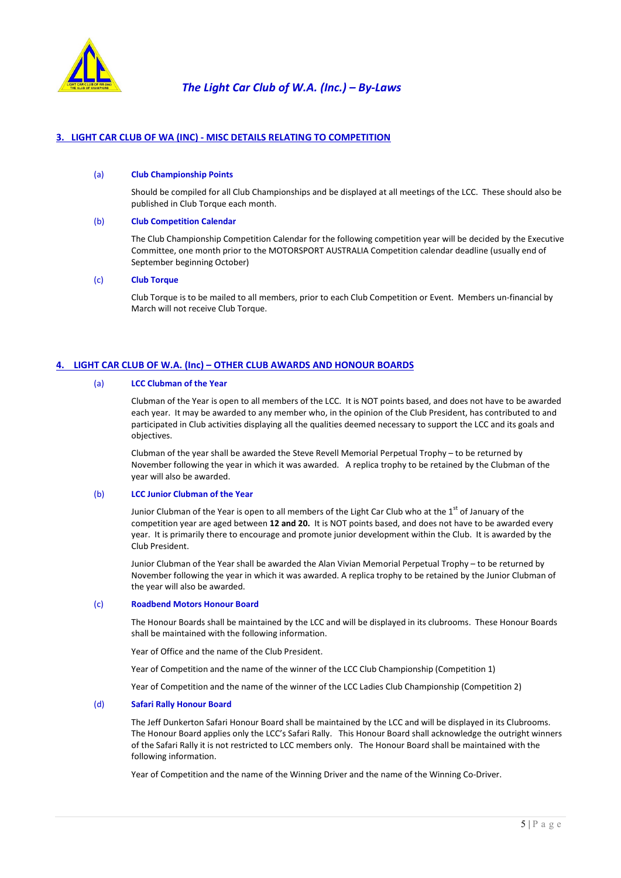## 3. LIGHT CAR CLUB OF WA (INC) - MISC DETAILS RELATING TO COMPETITION

(a) **Club Championship Points**

Should be compiled for all Club Championships and be displayed at all meetings of the LCC. These should also be published in Club Torque each month.

(b) **Club Competition Calendar**

The Club Championship Competition Calendar for the following competition year will be decided by the Executive Committee, one month prior to the MOTORSPORT AUSTRALIA Competition calendar deadline (usually end of September beginning October)

(c) **Club Torque**

Club Torque is to be mailed to all members, prior to each Club Competition or Event. Members un-financial by March will not receive Club Torque.

## 4. LIGHT CAR CLUB OF W.A. (Inc) – OTHER CLUB AWARDS AND HONOUR BOARDS

(a) **LCC Clubman of the Year**

Clubman of the Year is open to all members of the LCC. It is NOT points based, and does not have to be awarded each year. It may be awarded to any member who, in the opinion of the Club President, has contributed to and participated in Club activities displaying all the qualities deemed necessary to support the LCC and its goals and objectives.

Clubman of the year shall be awarded the Steve Revell Memorial Perpetual Trophy – to be returned by November following the year in which it was awarded. A replica trophy to be retained by the Clubman of the year will also be awarded.

(b) **LCC Junior Clubman of the Year**

Junior Clubman of the Year is open to all members of the Light Car Club who at the 1st of January of the competition year are aged between **12 and 20.** It is NOT points based, and does not have to be awarded every year. It is primarily there to encourage and promote junior development within the Club. It is awarded by the Club President.

Junior Clubman of the Year shall be awarded the Alan Vivian Memorial Perpetual Trophy – to be returned by November following the year in which it was awarded. A replica trophy to be retained by the Junior Clubman of the year will also be awarded.

(c) **Roadbend Motors Honour Board**

The Honour Boards shall be maintained by the LCC and will be displayed in its clubrooms. These Honour Boards shall be maintained with the following information.

Year of Office and the name of the Club President.

Year of Competition and the name of the winner of the LCC Club Championship (Competition 1)

Year of Competition and the name of the winner of the LCC Ladies Club Championship (Competition 2)

(d) **Safari Rally Honour Board**

The Jeff Dunkerton Safari Honour Board shall be maintained by the LCC and will be displayed in its Clubrooms. The Honour Board applies only the LCC's Safari Rally. This Honour Board shall acknowledge the outright winners of the Safari Rally it is not restricted to LCC members only. The Honour Board shall be maintained with the following information.

Year of Competition and the name of the Winning Driver and the name of the Winning Co-Driver.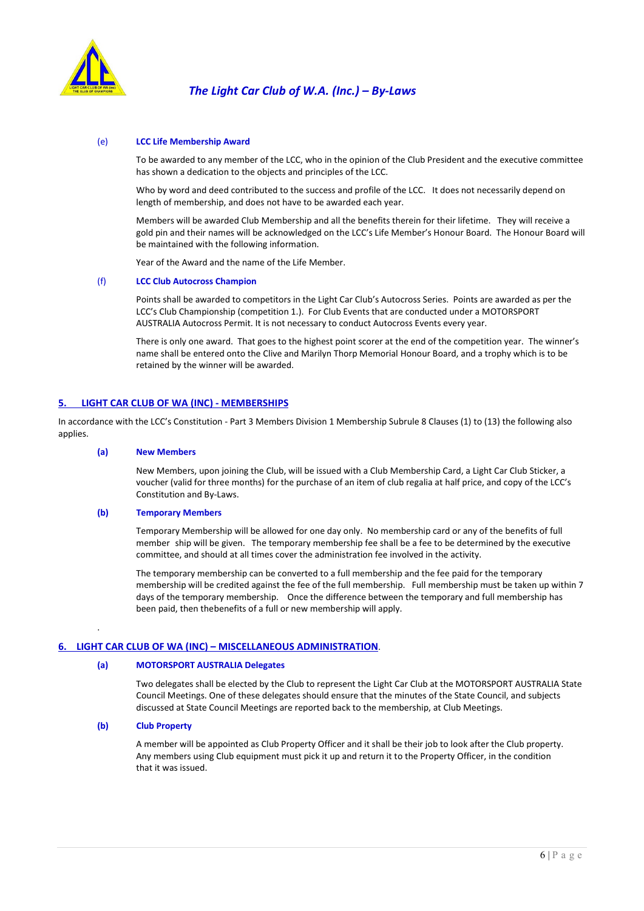**(e) LCC Life Membership Award**

To be awarded to any member of the LCC, who in the opinion of the Club President and the executive committee has shown a dedication to the objects and principles of the LCC.

Who by word and deed contributed to the success and profile of the LCC. It does not necessarily depend on length of membership, and does not have to be awarded each year.

Members will be awarded Club Membership and all the benefits therein for their lifetime. They will receive a gold pin and their names will be acknowledged on the LCC's Life Member's Honour Board. The Honour Board will be maintained with the following information.

Year of the Award and the name of the Life Member.

**(f) LCC Club Autocross Champion**

Points shall be awarded to competitors in the Light Car Club's Autocross Series. Points are awarded as per the LCC's Club Championship (competition 1.). For Club Events that are conducted under a MOTORSPORT AUSTRALIA Autocross Permit. It is not necessary to conduct Autocross Events every year.

There is only one award. That goes to the highest point scorer at the end of the competition year. The winner's name shall be entered onto the Clive and Marilyn Thorp Memorial Honour Board, and a trophy which is to be retained by the winner will be awarded.

## 5. LIGHT CAR CLUB OF WA (INC) - MEMBERSHIPS

In accordance with the LCC's Constitution - Part 3 Members Division 1 Membership Subrule 8 Clauses (1) to (13) the following also applies.

**(a) New Members**

New Members, upon joining the Club, will be issued with a Club Membership Card, a Light Car Club Sticker, a voucher (valid for three months) for the purchase of an item of club regalia at half price, and copy of the LCC's Constitution and By-Laws.

**(b) Temporary Members**

Temporary Membership will be allowed for one day only. No membership card or any of the benefits of full member ship will be given. The temporary membership fee shall be a fee to be determined by the executive committee, and should at all times cover the administration fee involved in the activity.

The temporary membership can be converted to a full membership and the fee paid for the temporary membership will be credited against the fee of the full membership. Full membership must be taken up within 7 days of the temporary membership. Once the difference between the temporary and full membership has been paid, then thebenefits of a full or new membership will apply.

## 6. LIGHT CAR CLUB OF WA (INC) – MISCELLANEOUS ADMINISTRATION.

**(a) MOTORSPORT AUSTRALIA Delegates**

Two delegates shall be elected by the Club to represent the Light Car Club at the MOTORSPORT AUSTRALIA State Council Meetings. One of these delegates should ensure that the minutes of the State Council, and subjects discussed at State Council Meetings are reported back to the membership, at Club Meetings.

**(b) Club Property**

A member will be appointed as Club Property Officer and it shall be their job to look after the Club property. Any members using Club equipment must pick it up and return it to the Property Officer, in the condition that it was issued.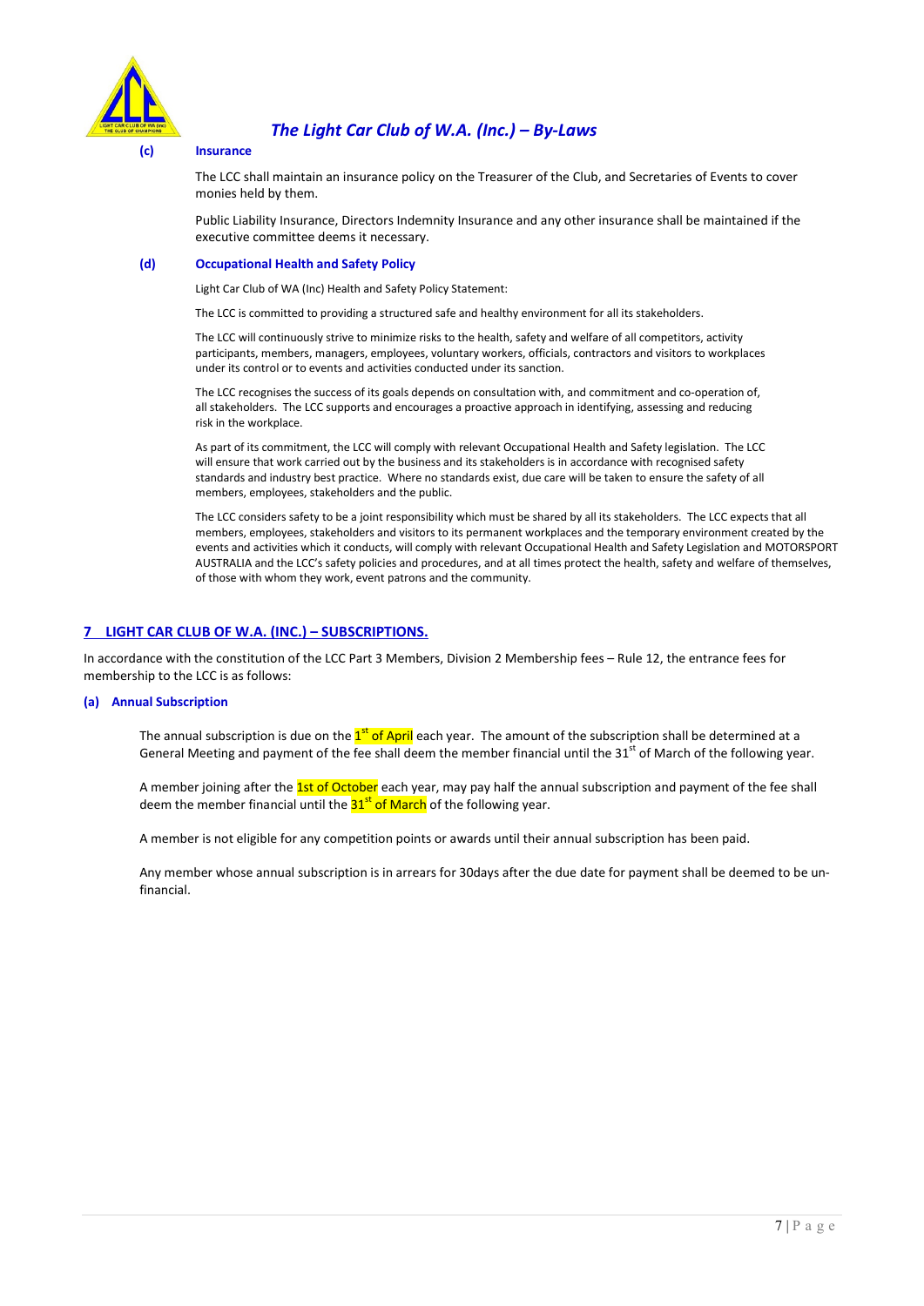**(c) Insurance**

The LCC shall maintain an insurance policy on the Treasurer of the Club, and Secretaries of Events to cover monies held by them.

Public Liability Insurance, Directors Indemnity Insurance and any other insurance shall be maintained if the executive committee deems it necessary.

**(d) Occupational Health and Safety Policy**

Light Car Club of WA (Inc) Health and Safety Policy Statement:

The LCC is committed to providing a structured safe and healthy environment for all its stakeholders.

The LCC will continuously strive to minimize risks to the health, safety and welfare of all competitors, activity participants, members, managers, employees, voluntary workers, officials, contractors and visitors to workplaces under its control or to events and activities conducted under its sanction.

The LCC recognises the success of its goals depends on consultation with, and commitment and co-operation of, all stakeholders. The LCC supports and encourages a proactive approach in identifying, assessing and reducing risk in the workplace.

As part of its commitment, the LCC will comply with relevant Occupational Health and Safety legislation. The LCC will ensure that work carried out by the business and its stakeholders is in accordance with recognised safety standards and industry best practice. Where no standards exist, due care will be taken to ensure the safety of all members, employees, stakeholders and the public.

The LCC considers safety to be a joint responsibility which must be shared by all its stakeholders. The LCC expects that all members, employees, stakeholders and visitors to its permanent workplaces and the temporary environment created by the events and activities which it conducts, will comply with relevant Occupational Health and Safety Legislation and MOTORSPORT AUSTRALIA and the LCC's safety policies and procedures, and at all times protect the health, safety and welfare of themselves, of those with whom they work, event patrons and the community.

## 7 LIGHT CAR CLUB OF W.A. (INC.) – SUBSCRIPTIONS.

In accordance with the constitution of the LCC Part 3 Members, Division 2 Membership fees – Rule 12, the entrance fees for membership to the LCC is as follows:

**(a) Annual Subscription**

The annual subscription is due on the 1st of April each year. The amount of the subscription shall be determined at a General Meeting and payment of the fee shall deem the member financial until the 31st of March of the following year.

A member joining after the 1st of October each year, may pay half the annual subscription and payment of the fee shall deem the member financial until the 31st of March of the following year.

A member is not eligible for any competition points or awards until their annual subscription has been paid.

Any member whose annual subscription is in arrears for 30days after the due date for payment shall be deemed to be un-financial.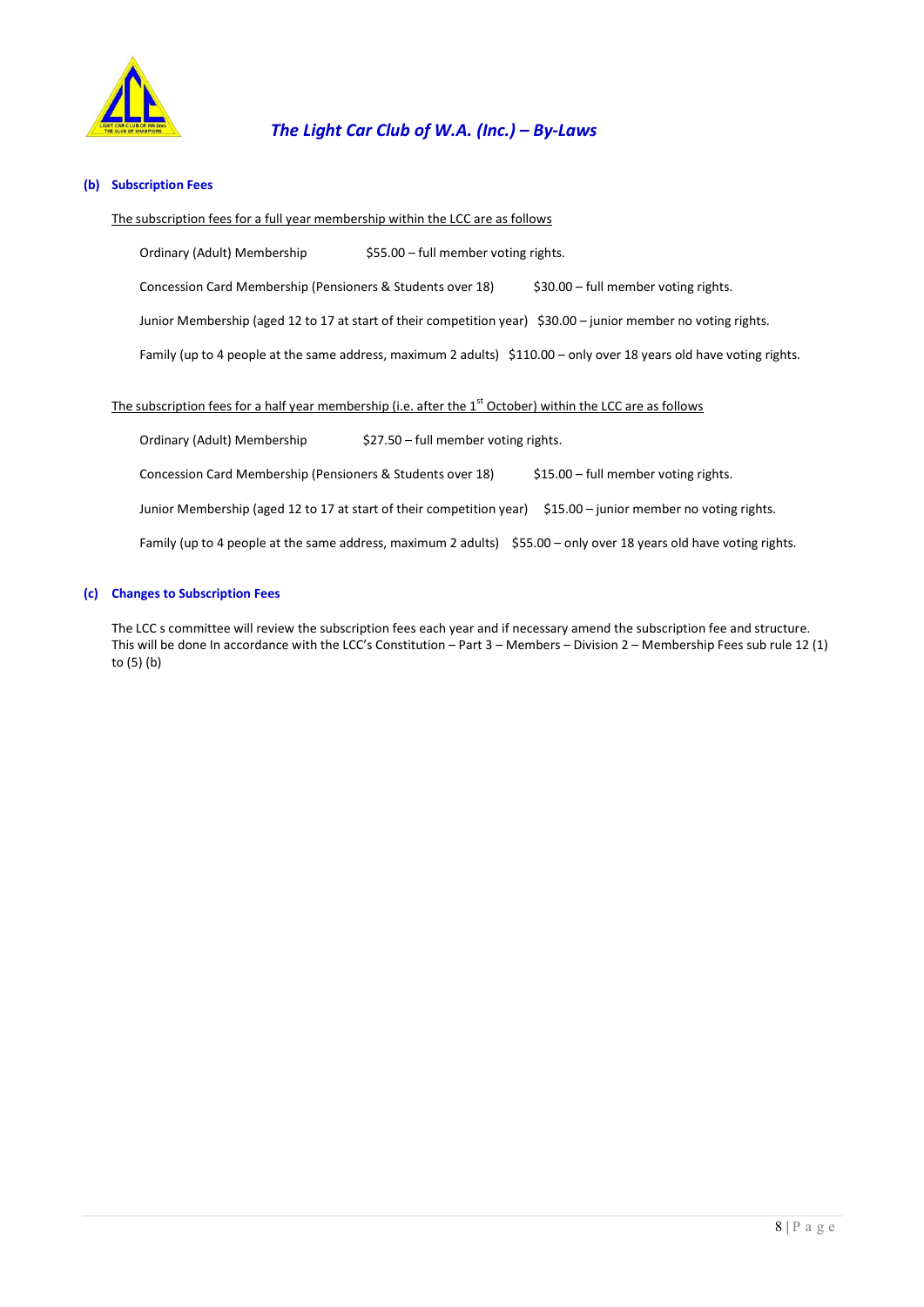**(b) Subscription Fees**

The subscription fees for a full year membership within the LCC are as follows

Ordinary (Adult) Membership $55.00 – full member voting rights.

Concession Card Membership (Pensioners & Students over 18) $30.00 – full member voting rights.

Junior Membership (aged 12 to 17 at start of their competition year) $30.00 – junior member no voting rights.

Family (up to 4 people at the same address, maximum 2 adults) $110.00 – only over 18 years old have voting rights.

The subscription fees for a half year membership (i.e. after the 1st October) within the LCC are as follows

Ordinary (Adult) Membership $27.50 – full member voting rights.

Concession Card Membership (Pensioners & Students over 18) $15.00 – full member voting rights.

Junior Membership (aged 12 to 17 at start of their competition year) $15.00 – junior member no voting rights.

Family (up to 4 people at the same address, maximum 2 adults) $55.00 – only over 18 years old have voting rights.

**(c) Changes to Subscription Fees**

The LCC s committee will review the subscription fees each year and if necessary amend the subscription fee and structure. This will be done In accordance with the LCC's Constitution – Part 3 – Members – Division 2 – Membership Fees sub rule 12 (1) to (5) (b)